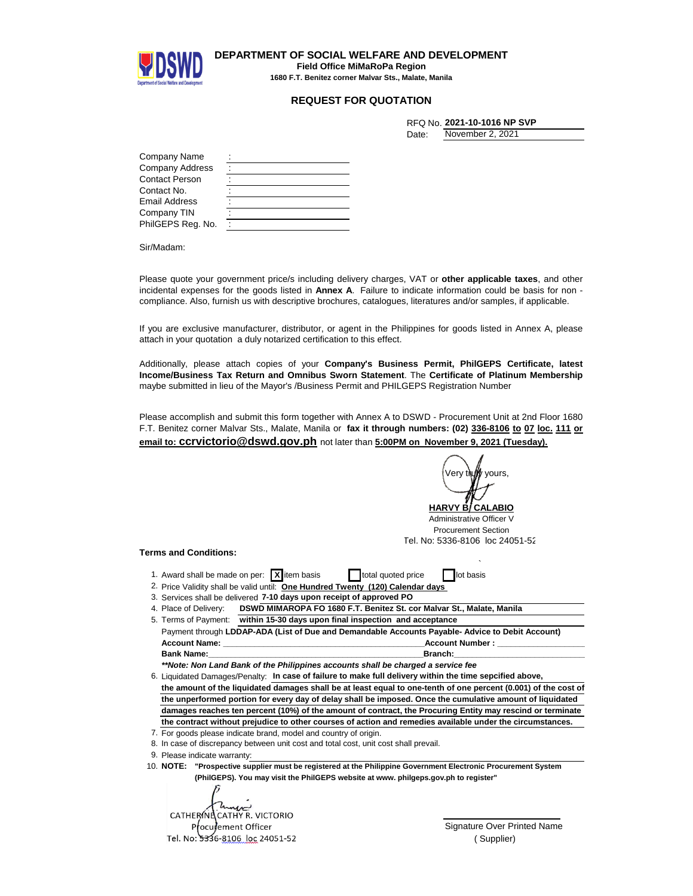# DEPARTMENT OF SOCIAL WELFARE AND DEVELOPMENT

**Field Office MiMaRoPa Region**

**1680 F.T. Benitez corner Malvar Sts., Malate, Manila**

## REQUEST FOR QUOTATION

RFQ No. **2021-10-1016 NP SVP**

Date: November 2, 2021

Company Name :
Company Address :
Contact Person :
Contact No. :
Email Address :
Company TIN :
PhilGEPS Reg. No. :

Sir/Madam:

Please quote your government price/s including delivery charges, VAT or **other applicable taxes**, and other incidental expenses for the goods listed in **Annex A**. Failure to indicate information could be basis for non - compliance. Also, furnish us with descriptive brochures, catalogues, literatures and/or samples, if applicable.

If you are exclusive manufacturer, distributor, or agent in the Philippines for goods listed in Annex A, please attach in your quotation a duly notarized certification to this effect.

Additionally, please attach copies of your **Company's Business Permit, PhilGEPS Certificate, latest Income/Business Tax Return and Omnibus Sworn Statement**. The **Certificate of Platinum Membership** maybe submitted in lieu of the Mayor's /Business Permit and PHILGEPS Registration Number

Please accomplish and submit this form together with Annex A to DSWD - Procurement Unit at 2nd Floor 1680 F.T. Benitez corner Malvar Sts., Malate, Manila or **fax it through numbers: (02) 336-8106 to 07 loc. 111 or email to: ccrvictorio@dswd.gov.ph** not later than **5:00PM on November 9, 2021 (Tuesday).**

Very truly yours,

**HARVY B. CALABIO**
Administrative Officer V
Procurement Section
Tel. No: 5336-8106 loc 24051-52

**Terms and Conditions:**

1. Award shall be made on per: [X] item basis [ ] total quoted price [ ] lot basis
2. Price Validity shall be valid until: **One Hundred Twenty (120) Calendar days**
3. Services shall be delivered **7-10 days upon receipt of approved PO**
4. Place of Delivery: **DSWD MIMAROPA FO 1680 F.T. Benitez St. cor Malvar St., Malate, Manila**
5. Terms of Payment: **within 15-30 days upon final inspection and acceptance**
   Payment through **LDDAP-ADA (List of Due and Demandable Accounts Payable- Advice to Debit Account)**
   **Account Name:** ____________ **Account Number :** ____________
   **Bank Name:** ____________ **Branch:** ____________
   ***Note: Non Land Bank of the Philippines accounts shall be charged a service fee**
6. Liquidated Damages/Penalty: **In case of failure to make full delivery within the time sepcified above, the amount of the liquidated damages shall be at least equal to one-tenth of one percent (0.001) of the cost of the unperformed portion for every day of delay shall be imposed. Once the cumulative amount of liquidated damages reaches ten percent (10%) of the amount of contract, the Procuring Entity may rescind or terminate the contract without prejudice to other courses of action and remedies available under the circumstances.**
7. For goods please indicate brand, model and country of origin.
8. In case of discrepancy between unit cost and total cost, unit cost shall prevail.
9. Please indicate warranty:
10. **NOTE: "Prospective supplier must be registered at the Philippine Government Electronic Procurement System (PhilGEPS). You may visit the PhilGEPS website at www. philgeps.gov.ph to register"**

CATHERINE CATHY R. VICTORIO
Procurement Officer
Tel. No: 5336-8106 loc 24051-52

Signature Over Printed Name
( Supplier)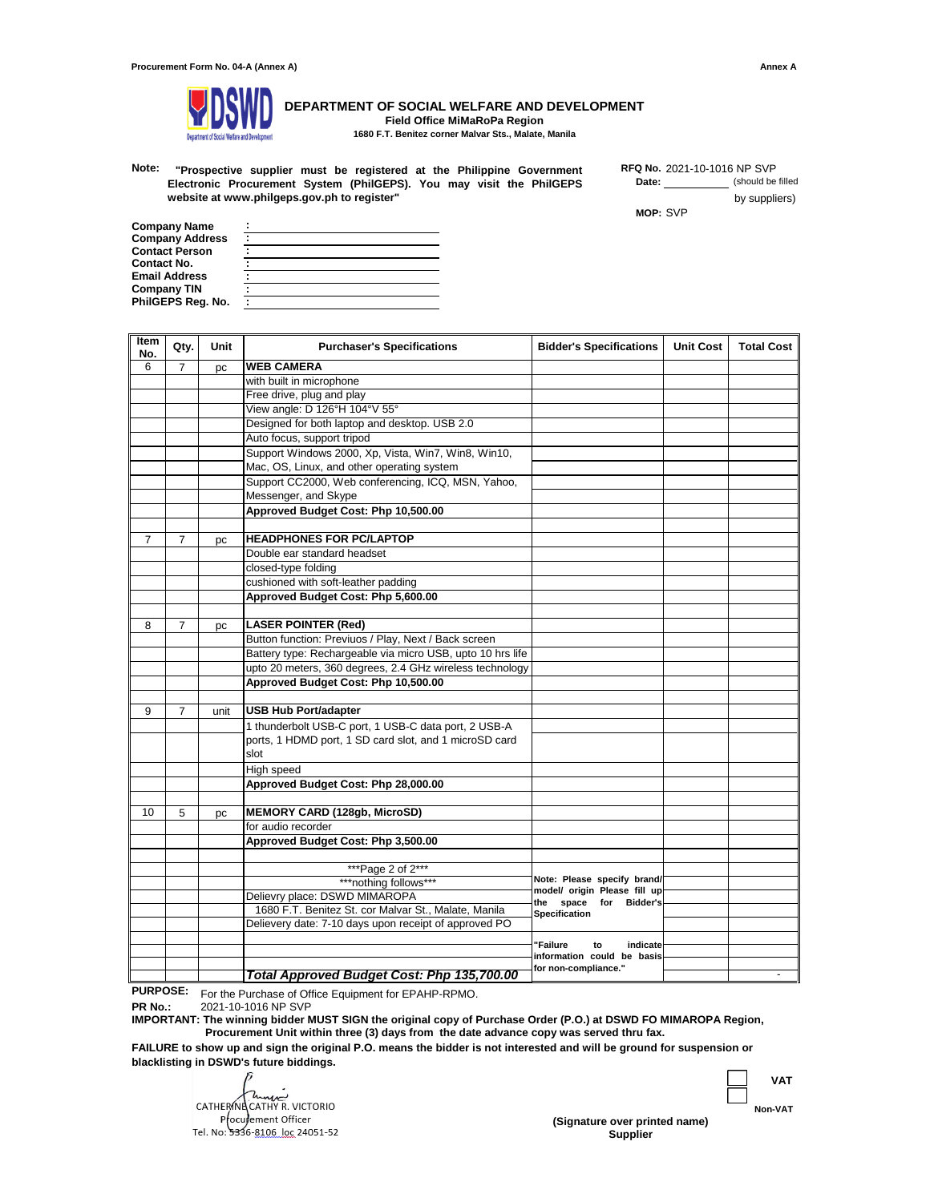Procurement Form No. 04-A (Annex A)

Annex A

# DEPARTMENT OF SOCIAL WELFARE AND DEVELOPMENT

**Field Office MiMaRoPa Region**

**1680 F.T. Benitez corner Malvar Sts., Malate, Manila**

**Note:** **"Prospective supplier must be registered at the Philippine Government Electronic Procurement System (PhilGEPS). You may visit the PhilGEPS website at www.philgeps.gov.ph to register"**

**RFQ No.** 2021-10-1016 NP SVP
**Date:** ____________ (should be filled by suppliers)

**MOP:** SVP

**Company Name** :
**Company Address** :
**Contact Person** :
**Contact No.** :
**Email Address** :
**Company TIN** :
**PhilGEPS Reg. No.** :

| Item No. | Qty. | Unit | Purchaser's Specifications | Bidder's Specifications | Unit Cost | Total Cost |
|---|---|---|---|---|---|---|
| 6 | 7 | pc | **WEB CAMERA** | | | |
| | | | with built in microphone | | | |
| | | | Free drive, plug and play | | | |
| | | | View angle: D 126°H 104°V 55° | | | |
| | | | Designed for both laptop and desktop. USB 2.0 | | | |
| | | | Auto focus, support tripod | | | |
| | | | Support Windows 2000, Xp, Vista, Win7, Win8, Win10, Mac, OS, Linux, and other operating system | | | |
| | | | Support CC2000, Web conferencing, ICQ, MSN, Yahoo, Messenger, and Skype | | | |
| | | | **Approved Budget Cost: Php 10,500.00** | | | |
| | | | | | | |
| 7 | 7 | pc | **HEADPHONES FOR PC/LAPTOP** | | | |
| | | | Double ear standard headset | | | |
| | | | closed-type folding | | | |
| | | | cushioned with soft-leather padding | | | |
| | | | **Approved Budget Cost: Php 5,600.00** | | | |
| | | | | | | |
| 8 | 7 | pc | **LASER POINTER (Red)** | | | |
| | | | Button function: Previuos / Play, Next / Back screen | | | |
| | | | Battery type: Rechargeable via micro USB, upto 10 hrs life | | | |
| | | | upto 20 meters, 360 degrees, 2.4 GHz wireless technology | | | |
| | | | **Approved Budget Cost: Php 10,500.00** | | | |
| | | | | | | |
| 9 | 7 | unit | **USB Hub Port/adapter** | | | |
| | | | 1 thunderbolt USB-C port, 1 USB-C data port, 2 USB-A ports, 1 HDMD port, 1 SD card slot, and 1 microSD card slot | | | |
| | | | High speed | | | |
| | | | **Approved Budget Cost: Php 28,000.00** | | | |
| | | | | | | |
| 10 | 5 | pc | **MEMORY CARD (128gb, MicroSD)** | | | |
| | | | for audio recorder | | | |
| | | | **Approved Budget Cost: Php 3,500.00** | | | |
| | | | | | | |
| | | | \*\*\*Page 2 of 2\*\*\* | | | |
| | | | \*\*\*nothing follows\*\*\* | **Note: Please specify brand/ model/ origin Please fill up the space for Bidder's Specification** | | |
| | | | Delievry place: DSWD MIMAROPA | | | |
| | | | 1680 F.T. Benitez St. cor Malvar St., Malate, Manila | | | |
| | | | Delievery date: 7-10 days upon receipt of approved PO | | | |
| | | | | **"Failure to indicate information could be basis for non-compliance."** | | |
| | | | ***Total Approved Budget Cost: Php 135,700.00*** | | | - |

**PURPOSE:** For the Purchase of Office Equipment for EPAHP-RPMO.

**PR No.:** 2021-10-1016 NP SVP

**IMPORTANT: The winning bidder MUST SIGN the original copy of Purchase Order (P.O.) at DSWD FO MIMAROPA Region, Procurement Unit within three (3) days from the date advance copy was served thru fax.**

**FAILURE to show up and sign the original P.O. means the bidder is not interested and will be ground for suspension or blacklisting in DSWD's future biddings.**

CATHERINE CATHY R. VICTORIO
Procurement Officer
Tel. No: 5336-8106 loc 24051-52

☐ **VAT**
☐ **Non-VAT**

**(Signature over printed name)**
**Supplier**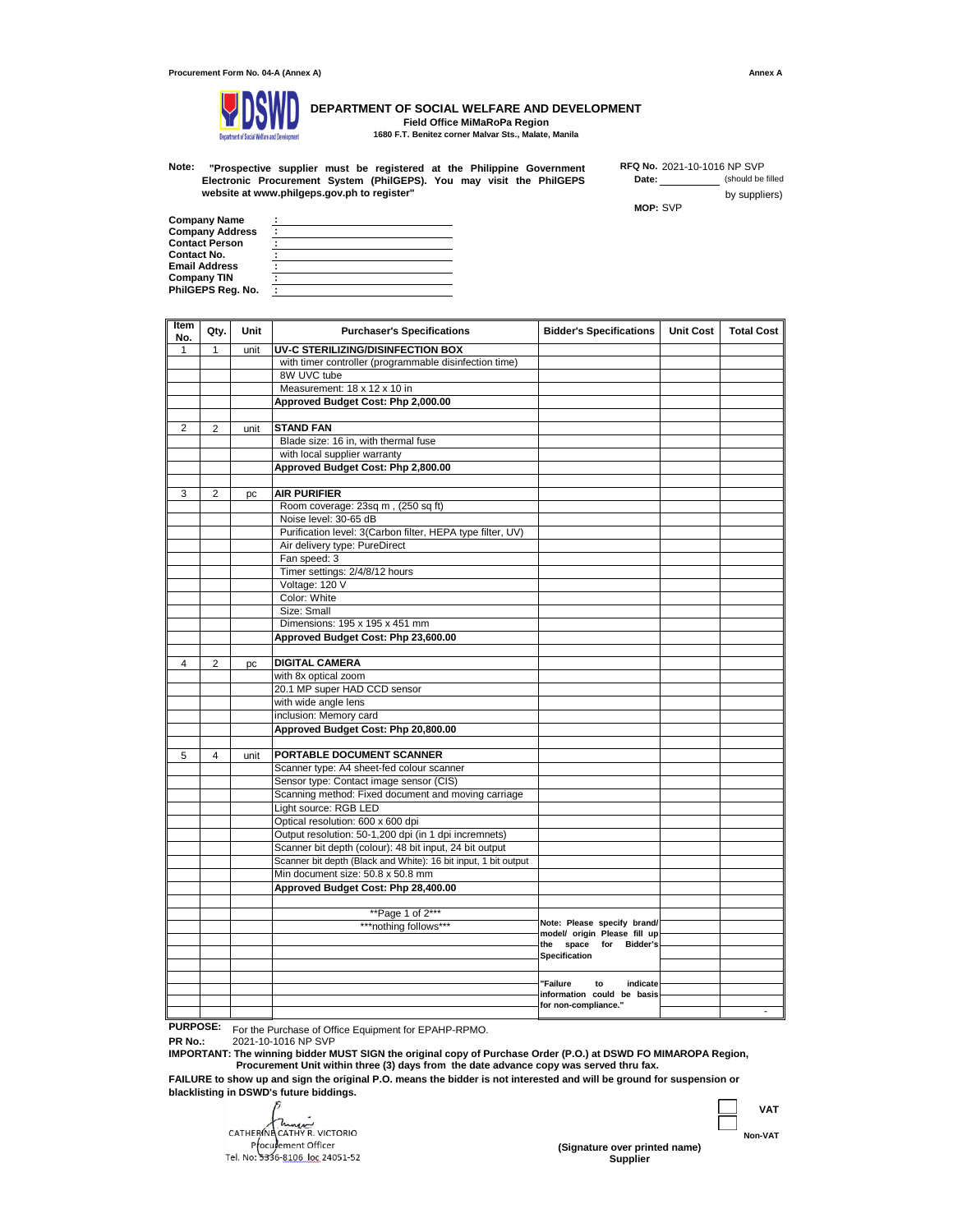Procurement Form No. 04-A (Annex A)

Annex A

# DEPARTMENT OF SOCIAL WELFARE AND DEVELOPMENT

**Field Office MiMaRoPa Region**

**1680 F.T. Benitez corner Malvar Sts., Malate, Manila**

**Note:** **"Prospective supplier must be registered at the Philippine Government Electronic Procurement System (PhilGEPS). You may visit the PhilGEPS website at www.philgeps.gov.ph to register"**

**RFQ No.** 2021-10-1016 NP SVP

**Date:** __________ (should be filled by suppliers)

**MOP:** SVP

**Company Name** :
**Company Address** :
**Contact Person** :
**Contact No.** :
**Email Address** :
**Company TIN** :
**PhilGEPS Reg. No.** :

| Item No. | Qty. | Unit | Purchaser's Specifications | Bidder's Specifications | Unit Cost | Total Cost |
|---|---|---|---|---|---|---|
| 1 | 1 | unit | **UV-C STERILIZING/DISINFECTION BOX** | | | |
| | | | with timer controller (programmable disinfection time) | | | |
| | | | 8W UVC tube | | | |
| | | | Measurement: 18 x 12 x 10 in | | | |
| | | | **Approved Budget Cost: Php 2,000.00** | | | |
| | | | | | | |
| 2 | 2 | unit | **STAND FAN** | | | |
| | | | Blade size: 16 in, with thermal fuse | | | |
| | | | with local supplier warranty | | | |
| | | | **Approved Budget Cost: Php 2,800.00** | | | |
| | | | | | | |
| 3 | 2 | pc | **AIR PURIFIER** | | | |
| | | | Room coverage: 23sq m , (250 sq ft) | | | |
| | | | Noise level: 30-65 dB | | | |
| | | | Purification level: 3(Carbon filter, HEPA type filter, UV) | | | |
| | | | Air delivery type: PureDirect | | | |
| | | | Fan speed: 3 | | | |
| | | | Timer settings: 2/4/8/12 hours | | | |
| | | | Voltage: 120 V | | | |
| | | | Color: White | | | |
| | | | Size: Small | | | |
| | | | Dimensions: 195 x 195 x 451 mm | | | |
| | | | **Approved Budget Cost: Php 23,600.00** | | | |
| | | | | | | |
| 4 | 2 | pc | **DIGITAL CAMERA** | | | |
| | | | with 8x optical zoom | | | |
| | | | 20.1 MP super HAD CCD sensor | | | |
| | | | with wide angle lens | | | |
| | | | inclusion: Memory card | | | |
| | | | **Approved Budget Cost: Php 20,800.00** | | | |
| | | | | | | |
| 5 | 4 | unit | **PORTABLE DOCUMENT SCANNER** | | | |
| | | | Scanner type: A4 sheet-fed colour scanner | | | |
| | | | Sensor type: Contact image sensor (CIS) | | | |
| | | | Scanning method: Fixed document and moving carriage | | | |
| | | | Light source: RGB LED | | | |
| | | | Optical resolution: 600 x 600 dpi | | | |
| | | | Output resolution: 50-1,200 dpi (in 1 dpi incremnets) | | | |
| | | | Scanner bit depth (colour): 48 bit input, 24 bit output | | | |
| | | | Scanner bit depth (Black and White): 16 bit input, 1 bit output | | | |
| | | | Min document size: 50.8 x 50.8 mm | | | |
| | | | **Approved Budget Cost: Php 28,400.00** | | | |
| | | | | | | |
| | | | **Page 1 of 2*** | | | |
| | | | ***nothing follows*** | **Note: Please specify brand/ model/ origin Please fill up the space for Bidder's Specification** | | |
| | | | | **"Failure to indicate information could be basis for non-compliance."** | | - |

**PURPOSE:** For the Purchase of Office Equipment for EPAHP-RPMO.

**PR No.:** 2021-10-1016 NP SVP

**IMPORTANT: The winning bidder MUST SIGN the original copy of Purchase Order (P.O.) at DSWD FO MIMAROPA Region, Procurement Unit within three (3) days from the date advance copy was served thru fax.**

**FAILURE to show up and sign the original P.O. means the bidder is not interested and will be ground for suspension or blacklisting in DSWD's future biddings.**

CATHERINE CATHY R. VICTORIO
Procurement Officer
Tel. No: 5336-8106 loc 24051-52

☐ **VAT**
☐ **Non-VAT**

**(Signature over printed name)**
**Supplier**